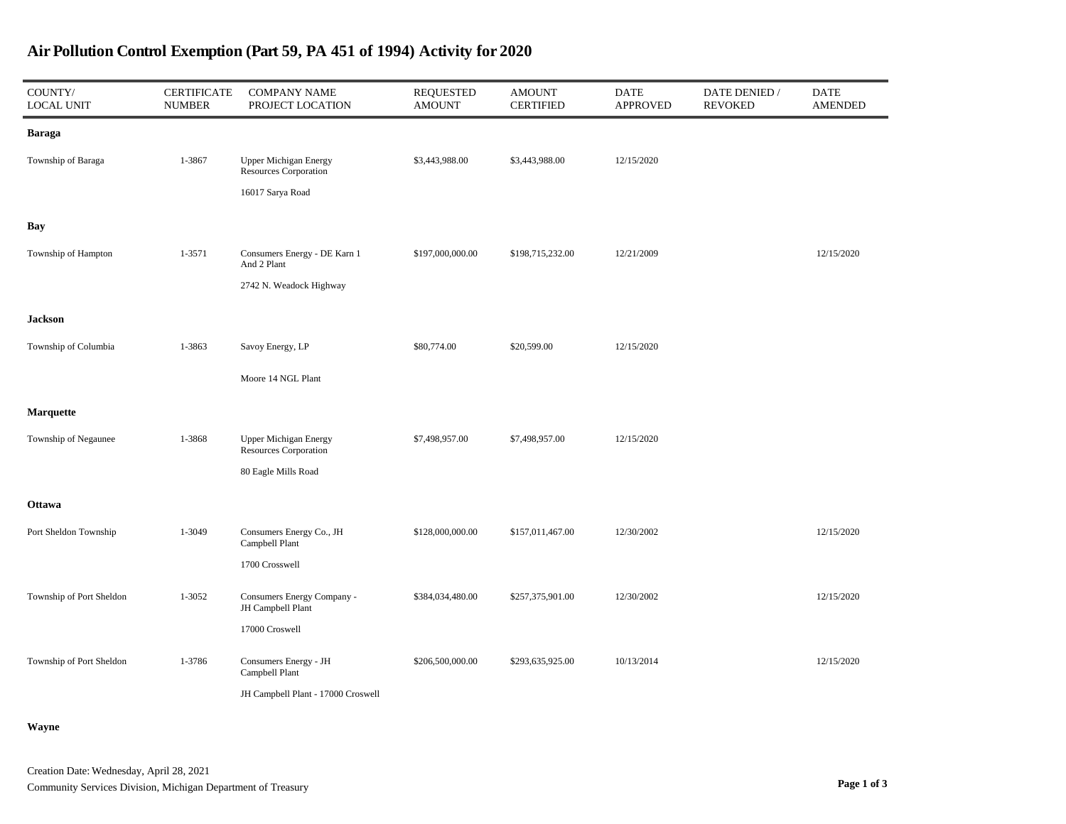# Air Pollution Control Exemption (Part 59, PA 451 of 1994) Activity for 2020

| COUNTY/ LOCAL UNIT | CERTIFICATE NUMBER | COMPANY NAME PROJECT LOCATION | REQUESTED AMOUNT | AMOUNT CERTIFIED | DATE APPROVED | DATE DENIED / REVOKED | DATE AMENDED |
|---|---|---|---|---|---|---|---|
| **Baraga** | | | | | | | |
| Township of Baraga | 1-3867 | Upper Michigan Energy Resources Corporation<br>16017 Sarya Road | $3,443,988.00 | $3,443,988.00 | 12/15/2020 | | |
| **Bay** | | | | | | | |
| Township of Hampton | 1-3571 | Consumers Energy - DE Karn 1 And 2 Plant<br>2742 N. Weadock Highway | $197,000,000.00 | $198,715,232.00 | 12/21/2009 | | 12/15/2020 |
| **Jackson** | | | | | | | |
| Township of Columbia | 1-3863 | Savoy Energy, LP<br>Moore 14 NGL Plant | $80,774.00 | $20,599.00 | 12/15/2020 | | |
| **Marquette** | | | | | | | |
| Township of Negaunee | 1-3868 | Upper Michigan Energy Resources Corporation<br>80 Eagle Mills Road | $7,498,957.00 | $7,498,957.00 | 12/15/2020 | | |
| **Ottawa** | | | | | | | |
| Port Sheldon Township | 1-3049 | Consumers Energy Co., JH Campbell Plant<br>1700 Crosswell | $128,000,000.00 | $157,011,467.00 | 12/30/2002 | | 12/15/2020 |
| Township of Port Sheldon | 1-3052 | Consumers Energy Company - JH Campbell Plant<br>17000 Croswell | $384,034,480.00 | $257,375,901.00 | 12/30/2002 | | 12/15/2020 |
| Township of Port Sheldon | 1-3786 | Consumers Energy - JH Campbell Plant<br>JH Campbell Plant - 17000 Croswell | $206,500,000.00 | $293,635,925.00 | 10/13/2014 | | 12/15/2020 |
| **Wayne** | | | | | | | |

Creation Date: Wednesday, April 28, 2021
Community Services Division, Michigan Department of Treasury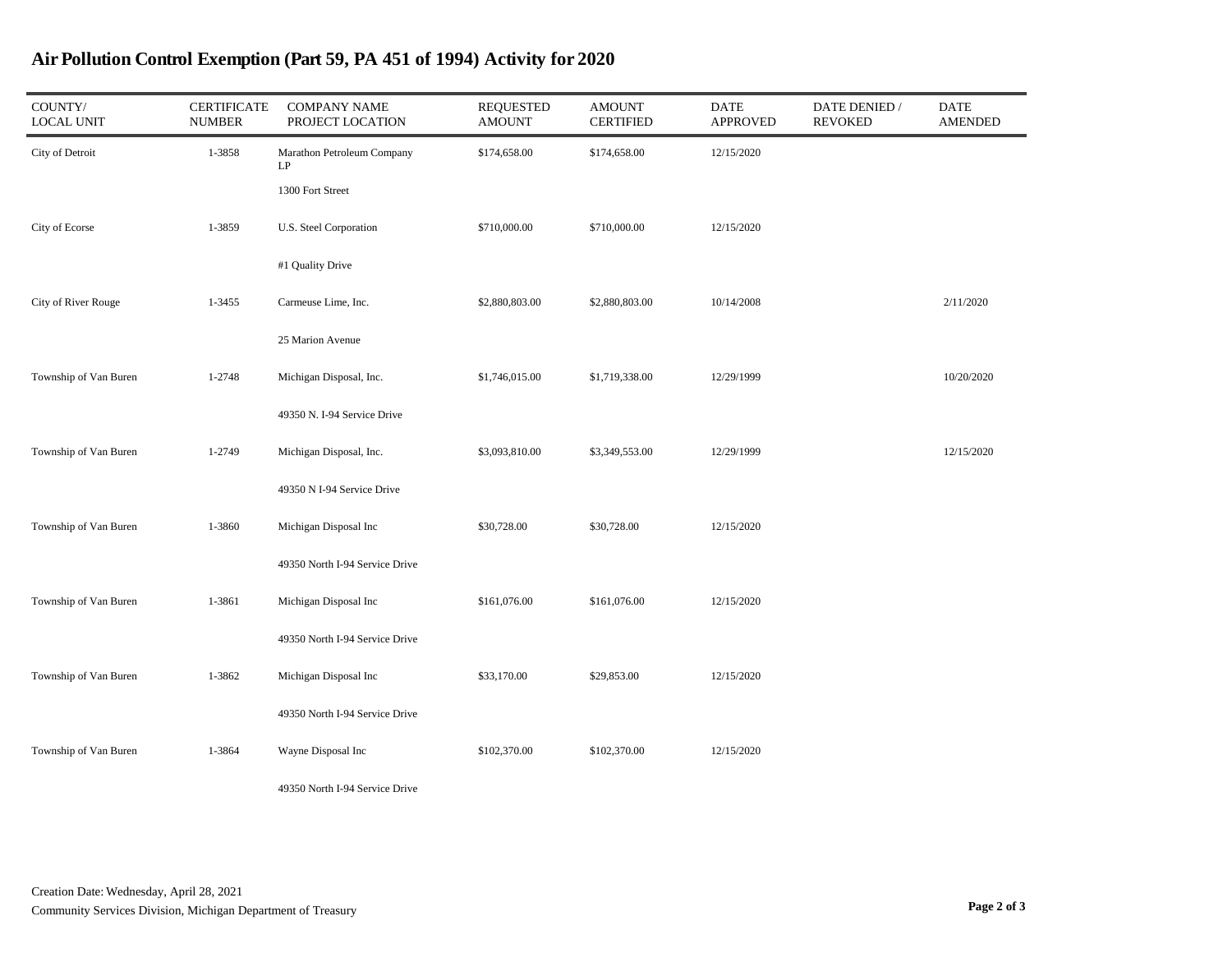# Air Pollution Control Exemption (Part 59, PA 451 of 1994) Activity for 2020

| COUNTY/ LOCAL UNIT | CERTIFICATE NUMBER | COMPANY NAME PROJECT LOCATION | REQUESTED AMOUNT | AMOUNT CERTIFIED | DATE APPROVED | DATE DENIED / REVOKED | DATE AMENDED |
|---|---|---|---|---|---|---|---|
| City of Detroit | 1-3858 | Marathon Petroleum Company LP<br>1300 Fort Street | $174,658.00 | $174,658.00 | 12/15/2020 | | |
| City of Ecorse | 1-3859 | U.S. Steel Corporation<br>#1 Quality Drive | $710,000.00 | $710,000.00 | 12/15/2020 | | |
| City of River Rouge | 1-3455 | Carmeuse Lime, Inc.<br>25 Marion Avenue | $2,880,803.00 | $2,880,803.00 | 10/14/2008 | | 2/11/2020 |
| Township of Van Buren | 1-2748 | Michigan Disposal, Inc.<br>49350 N. I-94 Service Drive | $1,746,015.00 | $1,719,338.00 | 12/29/1999 | | 10/20/2020 |
| Township of Van Buren | 1-2749 | Michigan Disposal, Inc.<br>49350 N I-94 Service Drive | $3,093,810.00 | $3,349,553.00 | 12/29/1999 | | 12/15/2020 |
| Township of Van Buren | 1-3860 | Michigan Disposal Inc<br>49350 North I-94 Service Drive | $30,728.00 | $30,728.00 | 12/15/2020 | | |
| Township of Van Buren | 1-3861 | Michigan Disposal Inc<br>49350 North I-94 Service Drive | $161,076.00 | $161,076.00 | 12/15/2020 | | |
| Township of Van Buren | 1-3862 | Michigan Disposal Inc<br>49350 North I-94 Service Drive | $33,170.00 | $29,853.00 | 12/15/2020 | | |
| Township of Van Buren | 1-3864 | Wayne Disposal Inc<br>49350 North I-94 Service Drive | $102,370.00 | $102,370.00 | 12/15/2020 | | |

Creation Date: Wednesday, April 28, 2021
Community Services Division, Michigan Department of Treasury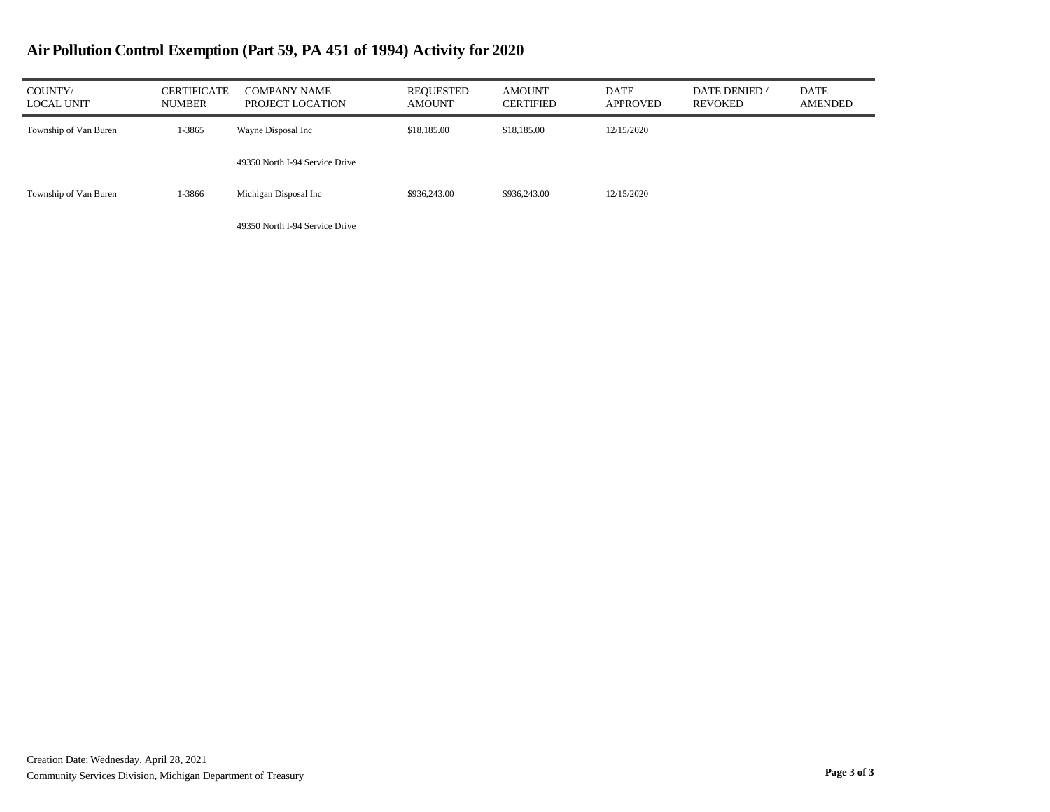# Air Pollution Control Exemption (Part 59, PA 451 of 1994) Activity for 2020

| COUNTY/ LOCAL UNIT | CERTIFICATE NUMBER | COMPANY NAME PROJECT LOCATION | REQUESTED AMOUNT | AMOUNT CERTIFIED | DATE APPROVED | DATE DENIED / REVOKED | DATE AMENDED |
|---|---|---|---|---|---|---|---|
| Township of Van Buren | 1-3865 | Wayne Disposal Inc | $18,185.00 | $18,185.00 | 12/15/2020 | | |
| | | 49350 North I-94 Service Drive | | | | | |
| Township of Van Buren | 1-3866 | Michigan Disposal Inc | $936,243.00 | $936,243.00 | 12/15/2020 | | |
| | | 49350 North I-94 Service Drive | | | | | |

Creation Date: Wednesday, April 28, 2021

Community Services Division, Michigan Department of Treasury